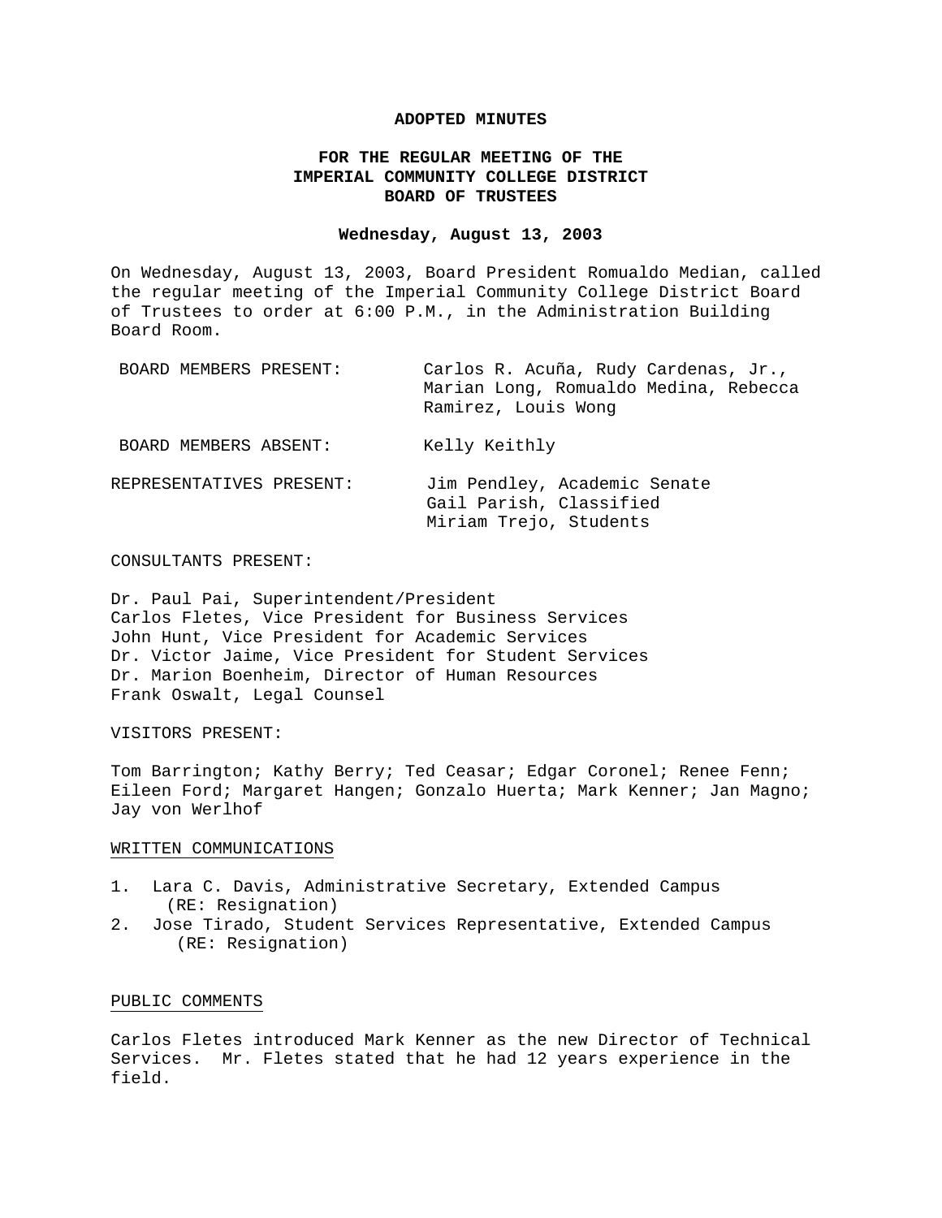**ADOPTED MINUTES**

**FOR THE REGULAR MEETING OF THE**
**IMPERIAL COMMUNITY COLLEGE DISTRICT**
**BOARD OF TRUSTEES**

**Wednesday, August 13, 2003**

On Wednesday, August 13, 2003, Board President Romualdo Median, called the regular meeting of the Imperial Community College District Board of Trustees to order at 6:00 P.M., in the Administration Building Board Room.

BOARD MEMBERS PRESENT: Carlos R. Acuña, Rudy Cardenas, Jr., Marian Long, Romualdo Medina, Rebecca Ramirez, Louis Wong

BOARD MEMBERS ABSENT: Kelly Keithly

REPRESENTATIVES PRESENT: Jim Pendley, Academic Senate
Gail Parish, Classified
Miriam Trejo, Students

CONSULTANTS PRESENT:

Dr. Paul Pai, Superintendent/President
Carlos Fletes, Vice President for Business Services
John Hunt, Vice President for Academic Services
Dr. Victor Jaime, Vice President for Student Services
Dr. Marion Boenheim, Director of Human Resources
Frank Oswalt, Legal Counsel

VISITORS PRESENT:

Tom Barrington; Kathy Berry; Ted Ceasar; Edgar Coronel; Renee Fenn; Eileen Ford; Margaret Hangen; Gonzalo Huerta; Mark Kenner; Jan Magno; Jay von Werlhof

WRITTEN COMMUNICATIONS

1. Lara C. Davis, Administrative Secretary, Extended Campus (RE: Resignation)
2. Jose Tirado, Student Services Representative, Extended Campus (RE: Resignation)

PUBLIC COMMENTS

Carlos Fletes introduced Mark Kenner as the new Director of Technical Services. Mr. Fletes stated that he had 12 years experience in the field.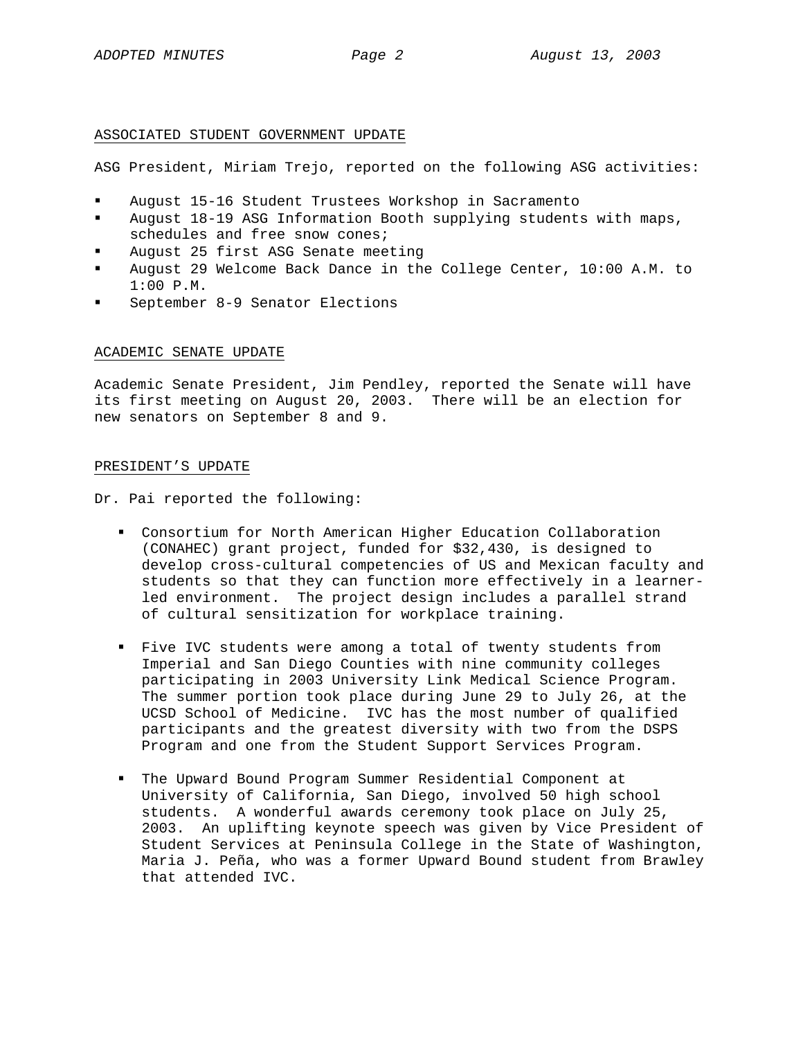## ASSOCIATED STUDENT GOVERNMENT UPDATE

ASG President, Miriam Trejo, reported on the following ASG activities:

- August 15-16 Student Trustees Workshop in Sacramento
- August 18-19 ASG Information Booth supplying students with maps, schedules and free snow cones;
- August 25 first ASG Senate meeting
- August 29 Welcome Back Dance in the College Center, 10:00 A.M. to 1:00 P.M.
- September 8-9 Senator Elections

## ACADEMIC SENATE UPDATE

Academic Senate President, Jim Pendley, reported the Senate will have its first meeting on August 20, 2003. There will be an election for new senators on September 8 and 9.

## PRESIDENT'S UPDATE

Dr. Pai reported the following:

- Consortium for North American Higher Education Collaboration (CONAHEC) grant project, funded for $32,430, is designed to develop cross-cultural competencies of US and Mexican faculty and students so that they can function more effectively in a learner-led environment. The project design includes a parallel strand of cultural sensitization for workplace training.

- Five IVC students were among a total of twenty students from Imperial and San Diego Counties with nine community colleges participating in 2003 University Link Medical Science Program. The summer portion took place during June 29 to July 26, at the UCSD School of Medicine. IVC has the most number of qualified participants and the greatest diversity with two from the DSPS Program and one from the Student Support Services Program.

- The Upward Bound Program Summer Residential Component at University of California, San Diego, involved 50 high school students. A wonderful awards ceremony took place on July 25, 2003. An uplifting keynote speech was given by Vice President of Student Services at Peninsula College in the State of Washington, Maria J. Peña, who was a former Upward Bound student from Brawley that attended IVC.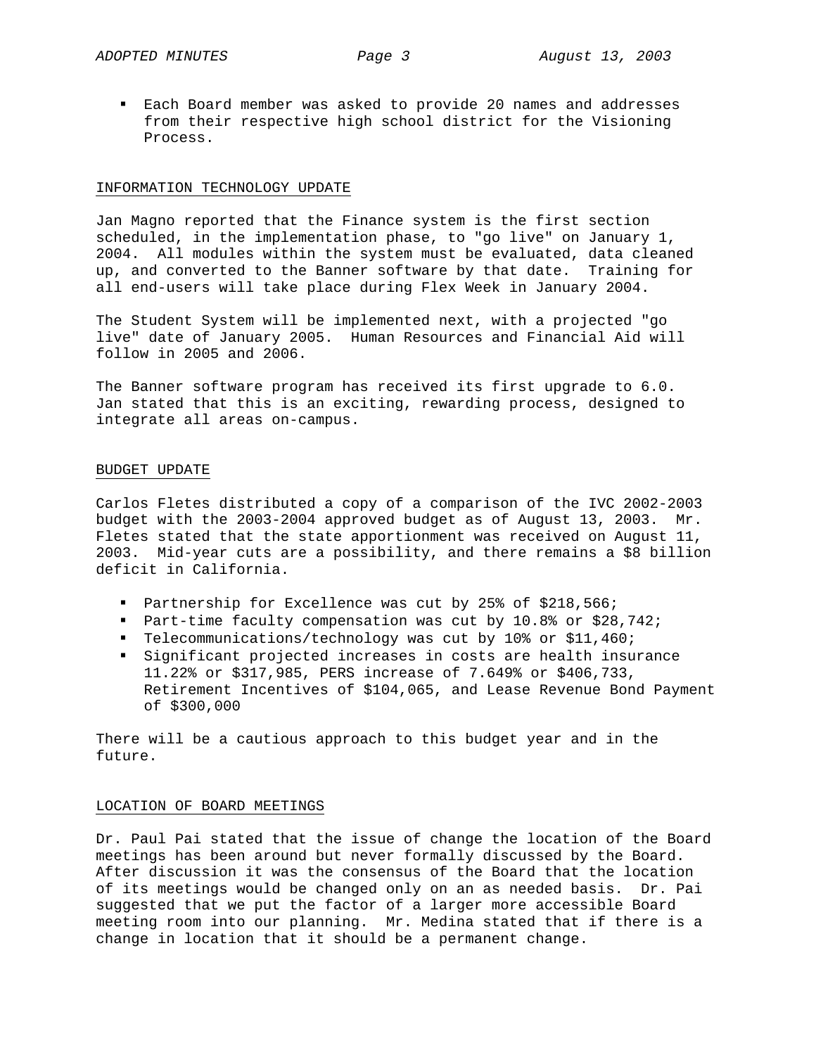- Each Board member was asked to provide 20 names and addresses from their respective high school district for the Visioning Process.

## INFORMATION TECHNOLOGY UPDATE

Jan Magno reported that the Finance system is the first section scheduled, in the implementation phase, to "go live" on January 1, 2004. All modules within the system must be evaluated, data cleaned up, and converted to the Banner software by that date. Training for all end-users will take place during Flex Week in January 2004.

The Student System will be implemented next, with a projected "go live" date of January 2005. Human Resources and Financial Aid will follow in 2005 and 2006.

The Banner software program has received its first upgrade to 6.0. Jan stated that this is an exciting, rewarding process, designed to integrate all areas on-campus.

## BUDGET UPDATE

Carlos Fletes distributed a copy of a comparison of the IVC 2002-2003 budget with the 2003-2004 approved budget as of August 13, 2003. Mr. Fletes stated that the state apportionment was received on August 11, 2003. Mid-year cuts are a possibility, and there remains a $8 billion deficit in California.

- Partnership for Excellence was cut by 25% of $218,566;
- Part-time faculty compensation was cut by 10.8% or $28,742;
- Telecommunications/technology was cut by 10% or $11,460;
- Significant projected increases in costs are health insurance 11.22% or $317,985, PERS increase of 7.649% or $406,733, Retirement Incentives of $104,065, and Lease Revenue Bond Payment of $300,000

There will be a cautious approach to this budget year and in the future.

## LOCATION OF BOARD MEETINGS

Dr. Paul Pai stated that the issue of change the location of the Board meetings has been around but never formally discussed by the Board. After discussion it was the consensus of the Board that the location of its meetings would be changed only on an as needed basis. Dr. Pai suggested that we put the factor of a larger more accessible Board meeting room into our planning. Mr. Medina stated that if there is a change in location that it should be a permanent change.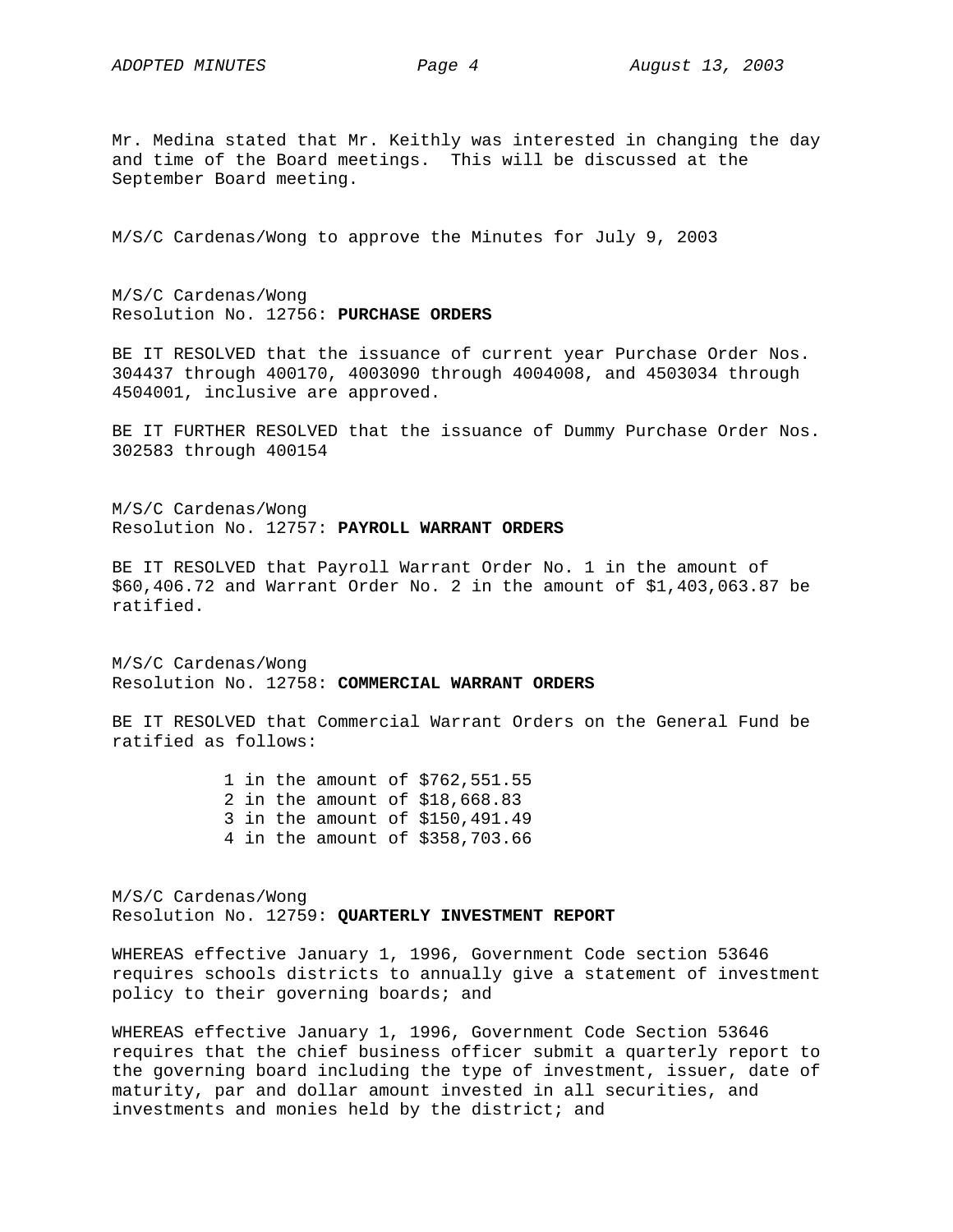Mr. Medina stated that Mr. Keithly was interested in changing the day and time of the Board meetings. This will be discussed at the September Board meeting.

M/S/C Cardenas/Wong to approve the Minutes for July 9, 2003

M/S/C Cardenas/Wong
Resolution No. 12756: **PURCHASE ORDERS**

BE IT RESOLVED that the issuance of current year Purchase Order Nos. 304437 through 400170, 4003090 through 4004008, and 4503034 through 4504001, inclusive are approved.

BE IT FURTHER RESOLVED that the issuance of Dummy Purchase Order Nos. 302583 through 400154

M/S/C Cardenas/Wong
Resolution No. 12757: **PAYROLL WARRANT ORDERS**

BE IT RESOLVED that Payroll Warrant Order No. 1 in the amount of $60,406.72 and Warrant Order No. 2 in the amount of $1,403,063.87 be ratified.

M/S/C Cardenas/Wong
Resolution No. 12758: **COMMERCIAL WARRANT ORDERS**

BE IT RESOLVED that Commercial Warrant Orders on the General Fund be ratified as follows:

1 in the amount of $762,551.55
2 in the amount of $18,668.83
3 in the amount of $150,491.49
4 in the amount of $358,703.66

M/S/C Cardenas/Wong
Resolution No. 12759: **QUARTERLY INVESTMENT REPORT**

WHEREAS effective January 1, 1996, Government Code section 53646 requires schools districts to annually give a statement of investment policy to their governing boards; and

WHEREAS effective January 1, 1996, Government Code Section 53646 requires that the chief business officer submit a quarterly report to the governing board including the type of investment, issuer, date of maturity, par and dollar amount invested in all securities, and investments and monies held by the district; and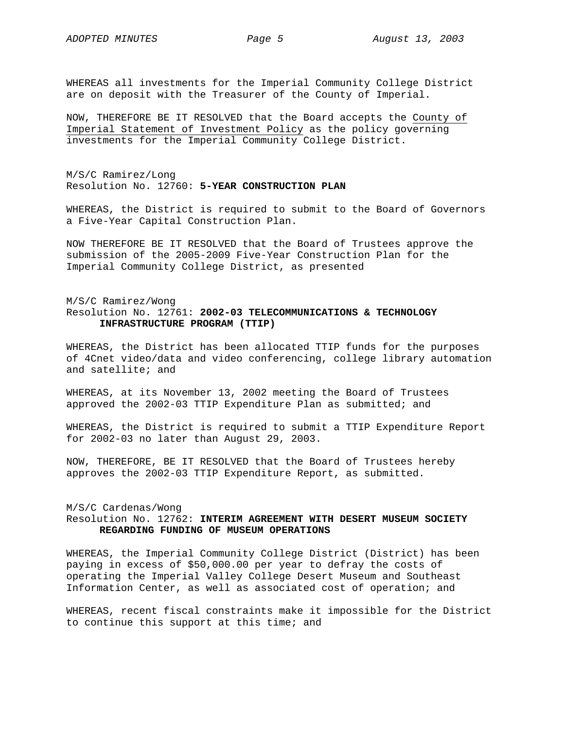WHEREAS all investments for the Imperial Community College District are on deposit with the Treasurer of the County of Imperial.

NOW, THEREFORE BE IT RESOLVED that the Board accepts the County of Imperial Statement of Investment Policy as the policy governing investments for the Imperial Community College District.

M/S/C Ramirez/Long
Resolution No. 12760: **5-YEAR CONSTRUCTION PLAN**

WHEREAS, the District is required to submit to the Board of Governors a Five-Year Capital Construction Plan.

NOW THEREFORE BE IT RESOLVED that the Board of Trustees approve the submission of the 2005-2009 Five-Year Construction Plan for the Imperial Community College District, as presented

M/S/C Ramirez/Wong
Resolution No. 12761: **2002-03 TELECOMMUNICATIONS & TECHNOLOGY INFRASTRUCTURE PROGRAM (TTIP)**

WHEREAS, the District has been allocated TTIP funds for the purposes of 4Cnet video/data and video conferencing, college library automation and satellite; and

WHEREAS, at its November 13, 2002 meeting the Board of Trustees approved the 2002-03 TTIP Expenditure Plan as submitted; and

WHEREAS, the District is required to submit a TTIP Expenditure Report for 2002-03 no later than August 29, 2003.

NOW, THEREFORE, BE IT RESOLVED that the Board of Trustees hereby approves the 2002-03 TTIP Expenditure Report, as submitted.

M/S/C Cardenas/Wong
Resolution No. 12762: **INTERIM AGREEMENT WITH DESERT MUSEUM SOCIETY REGARDING FUNDING OF MUSEUM OPERATIONS**

WHEREAS, the Imperial Community College District (District) has been paying in excess of $50,000.00 per year to defray the costs of operating the Imperial Valley College Desert Museum and Southeast Information Center, as well as associated cost of operation; and

WHEREAS, recent fiscal constraints make it impossible for the District to continue this support at this time; and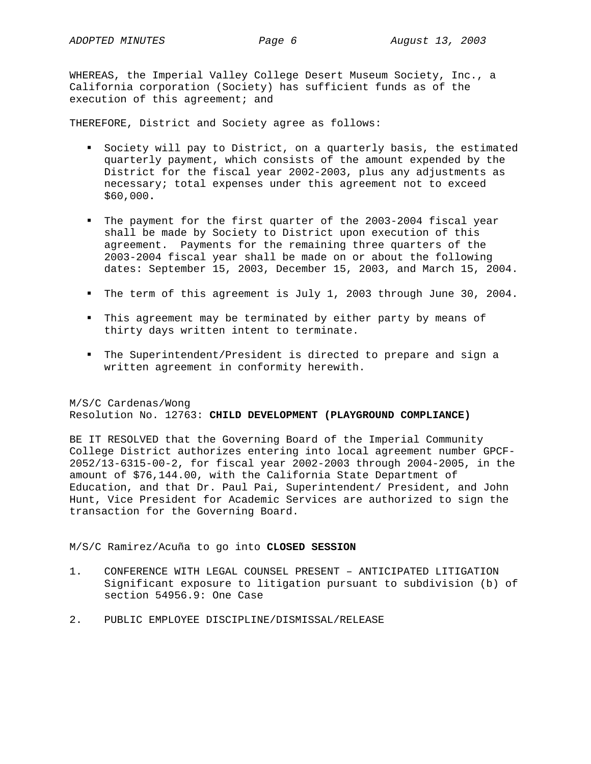WHEREAS, the Imperial Valley College Desert Museum Society, Inc., a California corporation (Society) has sufficient funds as of the execution of this agreement; and

THEREFORE, District and Society agree as follows:

- Society will pay to District, on a quarterly basis, the estimated quarterly payment, which consists of the amount expended by the District for the fiscal year 2002-2003, plus any adjustments as necessary; total expenses under this agreement not to exceed $60,000.

- The payment for the first quarter of the 2003-2004 fiscal year shall be made by Society to District upon execution of this agreement. Payments for the remaining three quarters of the 2003-2004 fiscal year shall be made on or about the following dates: September 15, 2003, December 15, 2003, and March 15, 2004.

- The term of this agreement is July 1, 2003 through June 30, 2004.

- This agreement may be terminated by either party by means of thirty days written intent to terminate.

- The Superintendent/President is directed to prepare and sign a written agreement in conformity herewith.

M/S/C Cardenas/Wong
Resolution No. 12763: **CHILD DEVELOPMENT (PLAYGROUND COMPLIANCE)**

BE IT RESOLVED that the Governing Board of the Imperial Community College District authorizes entering into local agreement number GPCF-2052/13-6315-00-2, for fiscal year 2002-2003 through 2004-2005, in the amount of $76,144.00, with the California State Department of Education, and that Dr. Paul Pai, Superintendent/ President, and John Hunt, Vice President for Academic Services are authorized to sign the transaction for the Governing Board.

M/S/C Ramirez/Acuña to go into **CLOSED SESSION**

1. CONFERENCE WITH LEGAL COUNSEL PRESENT – ANTICIPATED LITIGATION Significant exposure to litigation pursuant to subdivision (b) of section 54956.9: One Case

2. PUBLIC EMPLOYEE DISCIPLINE/DISMISSAL/RELEASE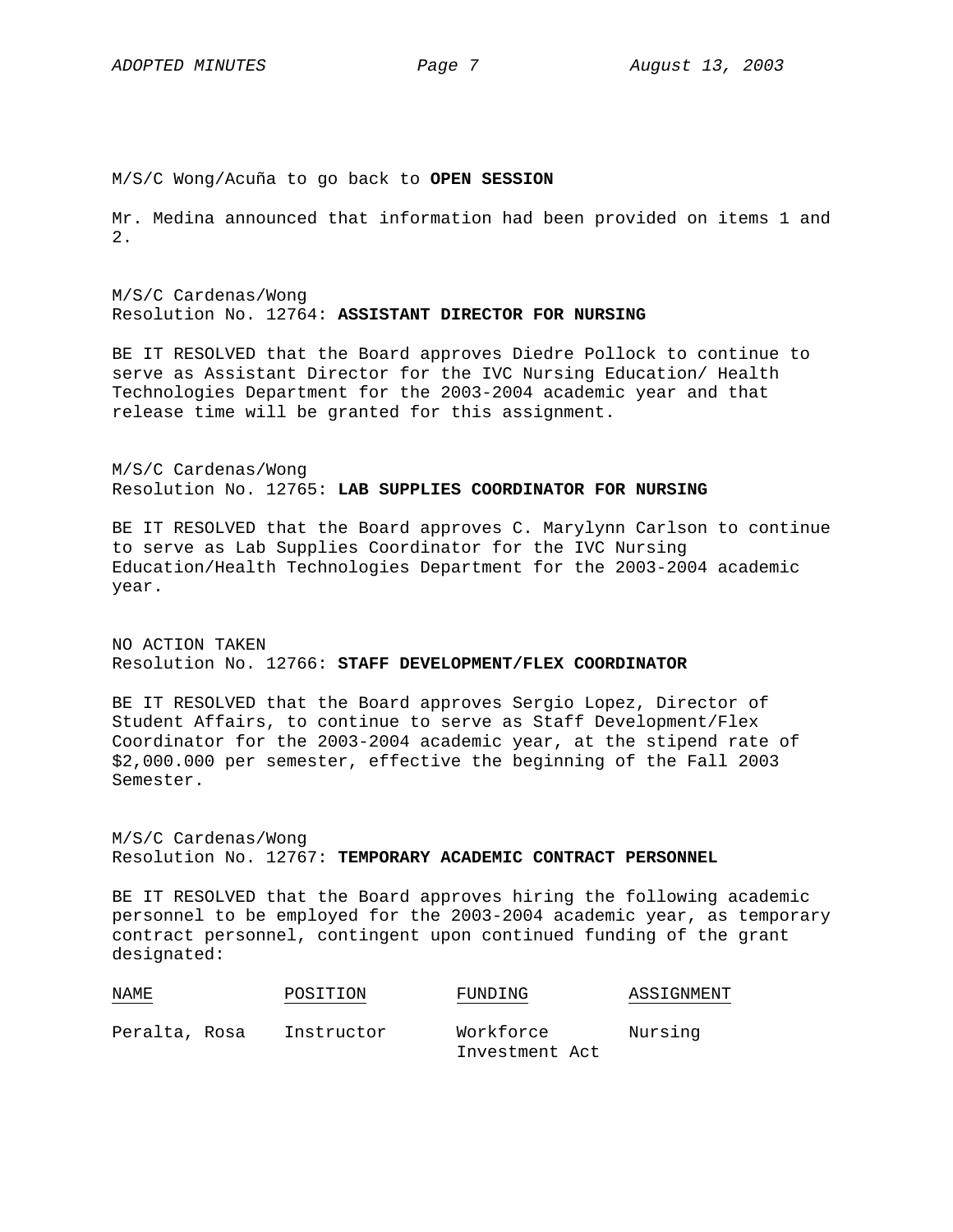M/S/C Wong/Acuña to go back to **OPEN SESSION**

Mr. Medina announced that information had been provided on items 1 and 2.

M/S/C Cardenas/Wong
Resolution No. 12764: **ASSISTANT DIRECTOR FOR NURSING**

BE IT RESOLVED that the Board approves Diedre Pollock to continue to serve as Assistant Director for the IVC Nursing Education/ Health Technologies Department for the 2003-2004 academic year and that release time will be granted for this assignment.

M/S/C Cardenas/Wong
Resolution No. 12765: **LAB SUPPLIES COORDINATOR FOR NURSING**

BE IT RESOLVED that the Board approves C. Marylynn Carlson to continue to serve as Lab Supplies Coordinator for the IVC Nursing Education/Health Technologies Department for the 2003-2004 academic year.

NO ACTION TAKEN
Resolution No. 12766: **STAFF DEVELOPMENT/FLEX COORDINATOR**

BE IT RESOLVED that the Board approves Sergio Lopez, Director of Student Affairs, to continue to serve as Staff Development/Flex Coordinator for the 2003-2004 academic year, at the stipend rate of $2,000.000 per semester, effective the beginning of the Fall 2003 Semester.

M/S/C Cardenas/Wong
Resolution No. 12767: **TEMPORARY ACADEMIC CONTRACT PERSONNEL**

BE IT RESOLVED that the Board approves hiring the following academic personnel to be employed for the 2003-2004 academic year, as temporary contract personnel, contingent upon continued funding of the grant designated:

| NAME | POSITION | FUNDING | ASSIGNMENT |
|---|---|---|---|
| Peralta, Rosa | Instructor | Workforce Investment Act | Nursing |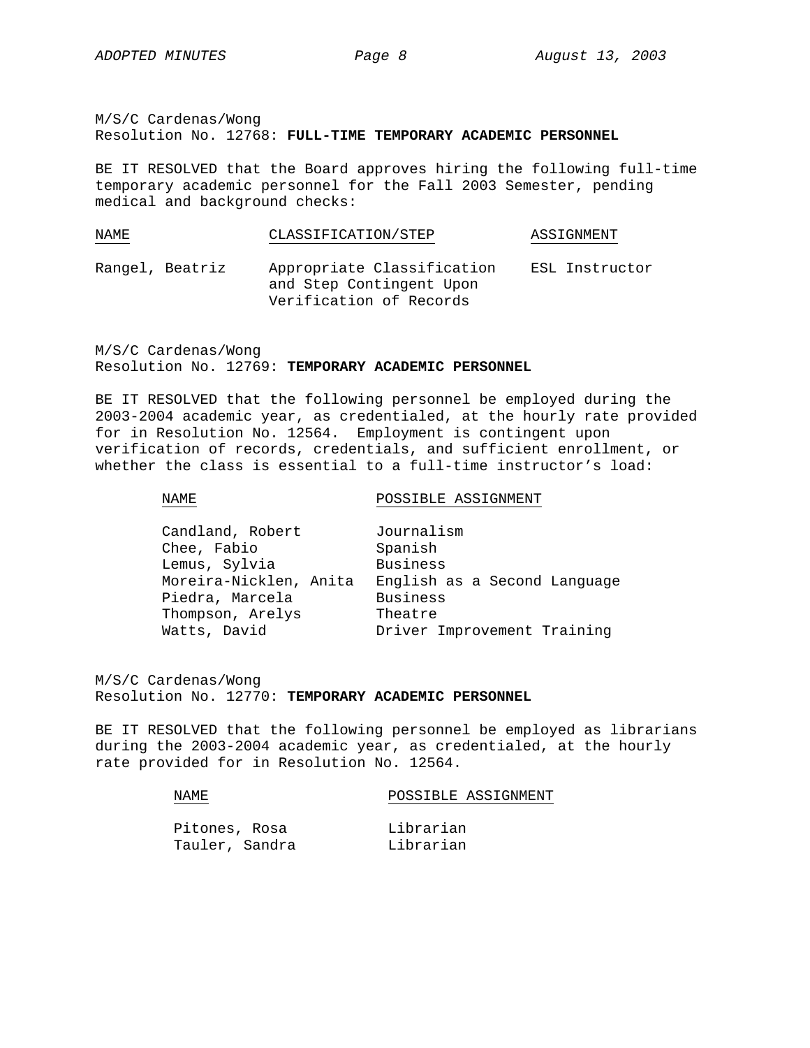M/S/C Cardenas/Wong
Resolution No. 12768: **FULL-TIME TEMPORARY ACADEMIC PERSONNEL**

BE IT RESOLVED that the Board approves hiring the following full-time temporary academic personnel for the Fall 2003 Semester, pending medical and background checks:

| NAME | CLASSIFICATION/STEP | ASSIGNMENT |
|---|---|---|
| Rangel, Beatriz | Appropriate Classification and Step Contingent Upon Verification of Records | ESL Instructor |

M/S/C Cardenas/Wong
Resolution No. 12769: **TEMPORARY ACADEMIC PERSONNEL**

BE IT RESOLVED that the following personnel be employed during the 2003-2004 academic year, as credentialed, at the hourly rate provided for in Resolution No. 12564. Employment is contingent upon verification of records, credentials, and sufficient enrollment, or whether the class is essential to a full-time instructor's load:

| NAME | POSSIBLE ASSIGNMENT |
|---|---|
| Candland, Robert | Journalism |
| Chee, Fabio | Spanish |
| Lemus, Sylvia | Business |
| Moreira-Nicklen, Anita | English as a Second Language |
| Piedra, Marcela | Business |
| Thompson, Arelys | Theatre |
| Watts, David | Driver Improvement Training |

M/S/C Cardenas/Wong
Resolution No. 12770: **TEMPORARY ACADEMIC PERSONNEL**

BE IT RESOLVED that the following personnel be employed as librarians during the 2003-2004 academic year, as credentialed, at the hourly rate provided for in Resolution No. 12564.

| NAME | POSSIBLE ASSIGNMENT |
|---|---|
| Pitones, Rosa | Librarian |
| Tauler, Sandra | Librarian |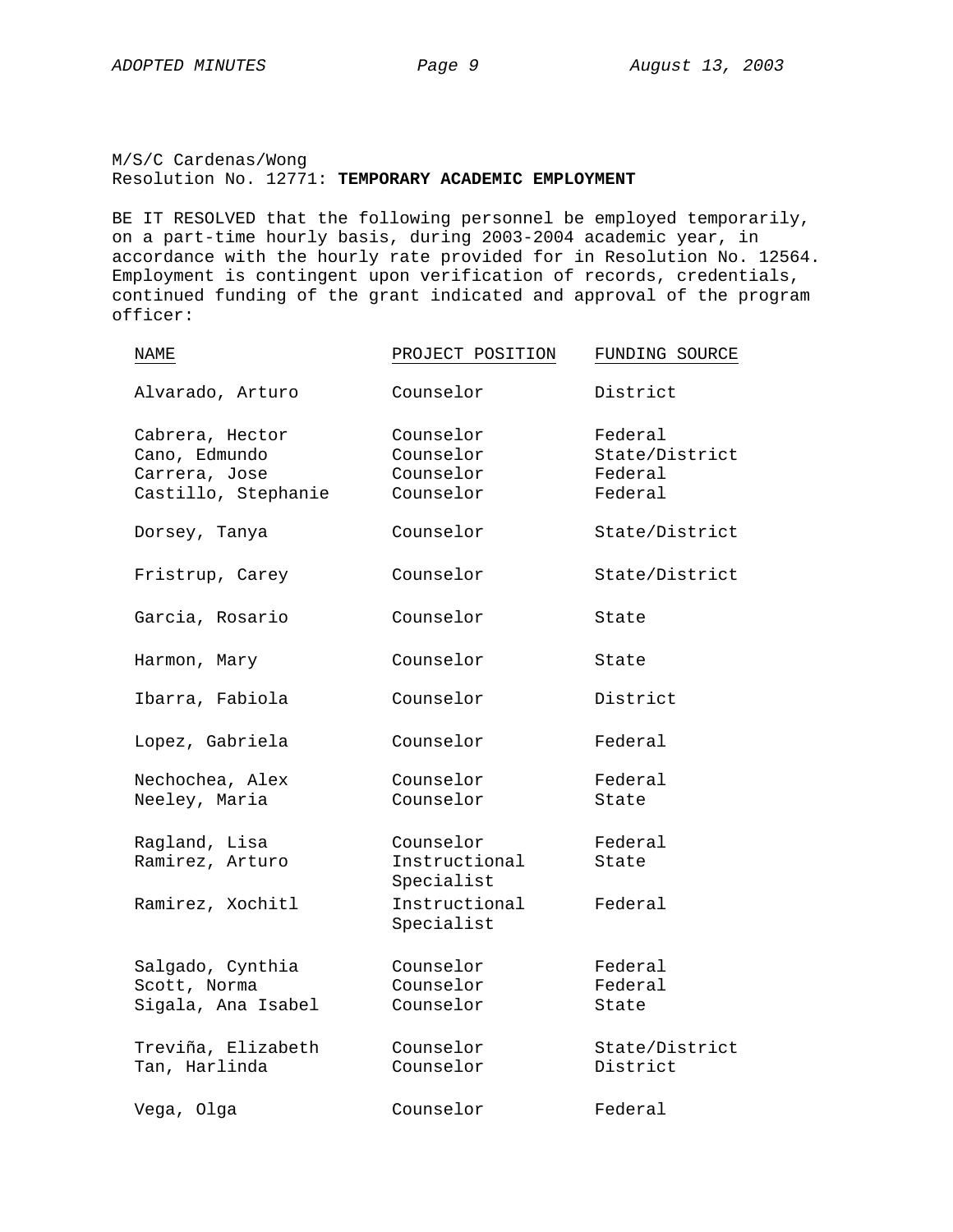M/S/C Cardenas/Wong
Resolution No. 12771: **TEMPORARY ACADEMIC EMPLOYMENT**

BE IT RESOLVED that the following personnel be employed temporarily, on a part-time hourly basis, during 2003-2004 academic year, in accordance with the hourly rate provided for in Resolution No. 12564. Employment is contingent upon verification of records, credentials, continued funding of the grant indicated and approval of the program officer:

| NAME | PROJECT POSITION | FUNDING SOURCE |
|---|---|---|
| Alvarado, Arturo | Counselor | District |
| Cabrera, Hector | Counselor | Federal |
| Cano, Edmundo | Counselor | State/District |
| Carrera, Jose | Counselor | Federal |
| Castillo, Stephanie | Counselor | Federal |
| Dorsey, Tanya | Counselor | State/District |
| Fristrup, Carey | Counselor | State/District |
| Garcia, Rosario | Counselor | State |
| Harmon, Mary | Counselor | State |
| Ibarra, Fabiola | Counselor | District |
| Lopez, Gabriela | Counselor | Federal |
| Nechochea, Alex | Counselor | Federal |
| Neeley, Maria | Counselor | State |
| Ragland, Lisa | Counselor | Federal |
| Ramirez, Arturo | Instructional Specialist | State |
| Ramirez, Xochitl | Instructional Specialist | Federal |
| Salgado, Cynthia | Counselor | Federal |
| Scott, Norma | Counselor | Federal |
| Sigala, Ana Isabel | Counselor | State |
| Treviña, Elizabeth | Counselor | State/District |
| Tan, Harlinda | Counselor | District |
| Vega, Olga | Counselor | Federal |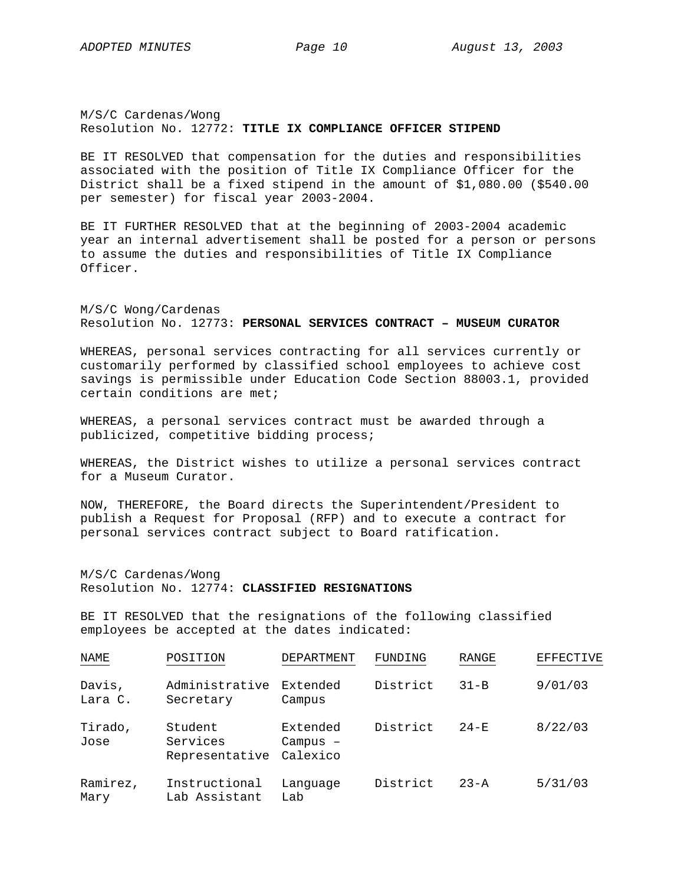M/S/C Cardenas/Wong
Resolution No. 12772: **TITLE IX COMPLIANCE OFFICER STIPEND**

BE IT RESOLVED that compensation for the duties and responsibilities associated with the position of Title IX Compliance Officer for the District shall be a fixed stipend in the amount of $1,080.00 ($540.00 per semester) for fiscal year 2003-2004.

BE IT FURTHER RESOLVED that at the beginning of 2003-2004 academic year an internal advertisement shall be posted for a person or persons to assume the duties and responsibilities of Title IX Compliance Officer.

M/S/C Wong/Cardenas
Resolution No. 12773: **PERSONAL SERVICES CONTRACT – MUSEUM CURATOR**

WHEREAS, personal services contracting for all services currently or customarily performed by classified school employees to achieve cost savings is permissible under Education Code Section 88003.1, provided certain conditions are met;

WHEREAS, a personal services contract must be awarded through a publicized, competitive bidding process;

WHEREAS, the District wishes to utilize a personal services contract for a Museum Curator.

NOW, THEREFORE, the Board directs the Superintendent/President to publish a Request for Proposal (RFP) and to execute a contract for personal services contract subject to Board ratification.

M/S/C Cardenas/Wong
Resolution No. 12774: **CLASSIFIED RESIGNATIONS**

BE IT RESOLVED that the resignations of the following classified employees be accepted at the dates indicated:

| NAME | POSITION | DEPARTMENT | FUNDING | RANGE | EFFECTIVE |
|---|---|---|---|---|---|
| Davis, Lara C. | Administrative Secretary | Extended Campus | District | 31-B | 9/01/03 |
| Tirado, Jose | Student Services Representative | Extended Campus – Calexico | District | 24-E | 8/22/03 |
| Ramirez, Mary | Instructional Lab Assistant | Language Lab | District | 23-A | 5/31/03 |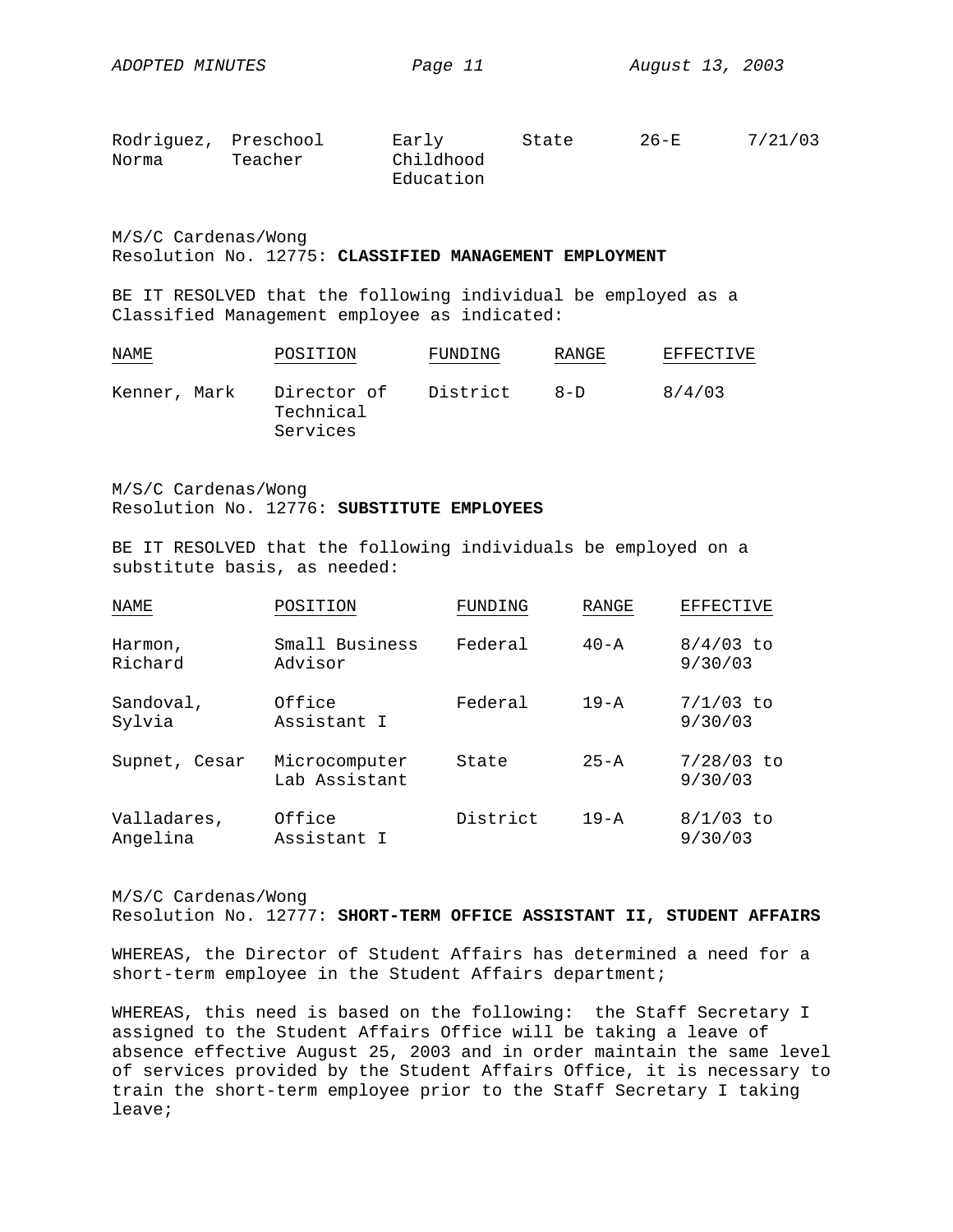| | | | | | |
|---|---|---|---|---|---|
| Rodriguez, Norma | Preschool Teacher | Early Childhood Education | State | 26-E | 7/21/03 |

M/S/C Cardenas/Wong
Resolution No. 12775: **CLASSIFIED MANAGEMENT EMPLOYMENT**

BE IT RESOLVED that the following individual be employed as a Classified Management employee as indicated:

| NAME | POSITION | FUNDING | RANGE | EFFECTIVE |
|---|---|---|---|---|
| Kenner, Mark | Director of Technical Services | District | 8-D | 8/4/03 |

M/S/C Cardenas/Wong
Resolution No. 12776: **SUBSTITUTE EMPLOYEES**

BE IT RESOLVED that the following individuals be employed on a substitute basis, as needed:

| NAME | POSITION | FUNDING | RANGE | EFFECTIVE |
|---|---|---|---|---|
| Harmon, Richard | Small Business Advisor | Federal | 40-A | 8/4/03 to 9/30/03 |
| Sandoval, Sylvia | Office Assistant I | Federal | 19-A | 7/1/03 to 9/30/03 |
| Supnet, Cesar | Microcomputer Lab Assistant | State | 25-A | 7/28/03 to 9/30/03 |
| Valladares, Angelina | Office Assistant I | District | 19-A | 8/1/03 to 9/30/03 |

M/S/C Cardenas/Wong
Resolution No. 12777: **SHORT-TERM OFFICE ASSISTANT II, STUDENT AFFAIRS**

WHEREAS, the Director of Student Affairs has determined a need for a short-term employee in the Student Affairs department;

WHEREAS, this need is based on the following: the Staff Secretary I assigned to the Student Affairs Office will be taking a leave of absence effective August 25, 2003 and in order maintain the same level of services provided by the Student Affairs Office, it is necessary to train the short-term employee prior to the Staff Secretary I taking leave;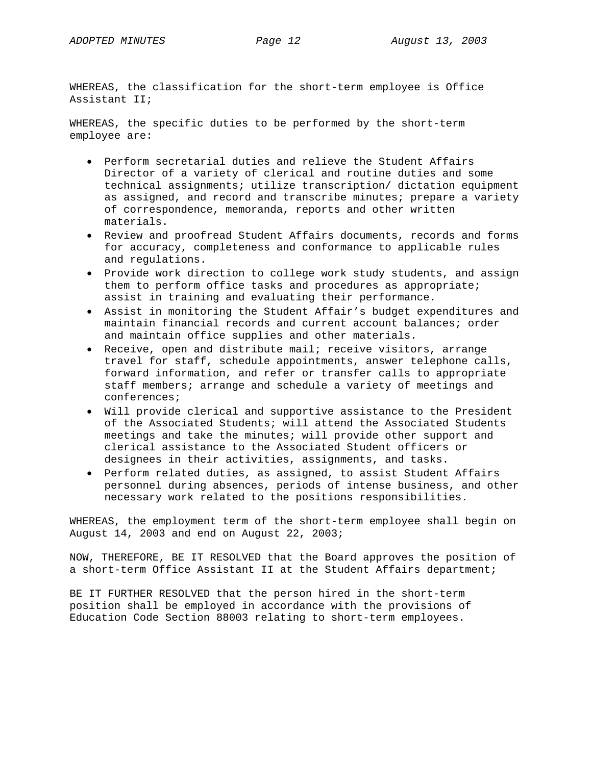WHEREAS, the classification for the short-term employee is Office Assistant II;

WHEREAS, the specific duties to be performed by the short-term employee are:

- Perform secretarial duties and relieve the Student Affairs Director of a variety of clerical and routine duties and some technical assignments; utilize transcription/ dictation equipment as assigned, and record and transcribe minutes; prepare a variety of correspondence, memoranda, reports and other written materials.
- Review and proofread Student Affairs documents, records and forms for accuracy, completeness and conformance to applicable rules and regulations.
- Provide work direction to college work study students, and assign them to perform office tasks and procedures as appropriate; assist in training and evaluating their performance.
- Assist in monitoring the Student Affair's budget expenditures and maintain financial records and current account balances; order and maintain office supplies and other materials.
- Receive, open and distribute mail; receive visitors, arrange travel for staff, schedule appointments, answer telephone calls, forward information, and refer or transfer calls to appropriate staff members; arrange and schedule a variety of meetings and conferences;
- Will provide clerical and supportive assistance to the President of the Associated Students; will attend the Associated Students meetings and take the minutes; will provide other support and clerical assistance to the Associated Student officers or designees in their activities, assignments, and tasks.
- Perform related duties, as assigned, to assist Student Affairs personnel during absences, periods of intense business, and other necessary work related to the positions responsibilities.

WHEREAS, the employment term of the short-term employee shall begin on August 14, 2003 and end on August 22, 2003;

NOW, THEREFORE, BE IT RESOLVED that the Board approves the position of a short-term Office Assistant II at the Student Affairs department;

BE IT FURTHER RESOLVED that the person hired in the short-term position shall be employed in accordance with the provisions of Education Code Section 88003 relating to short-term employees.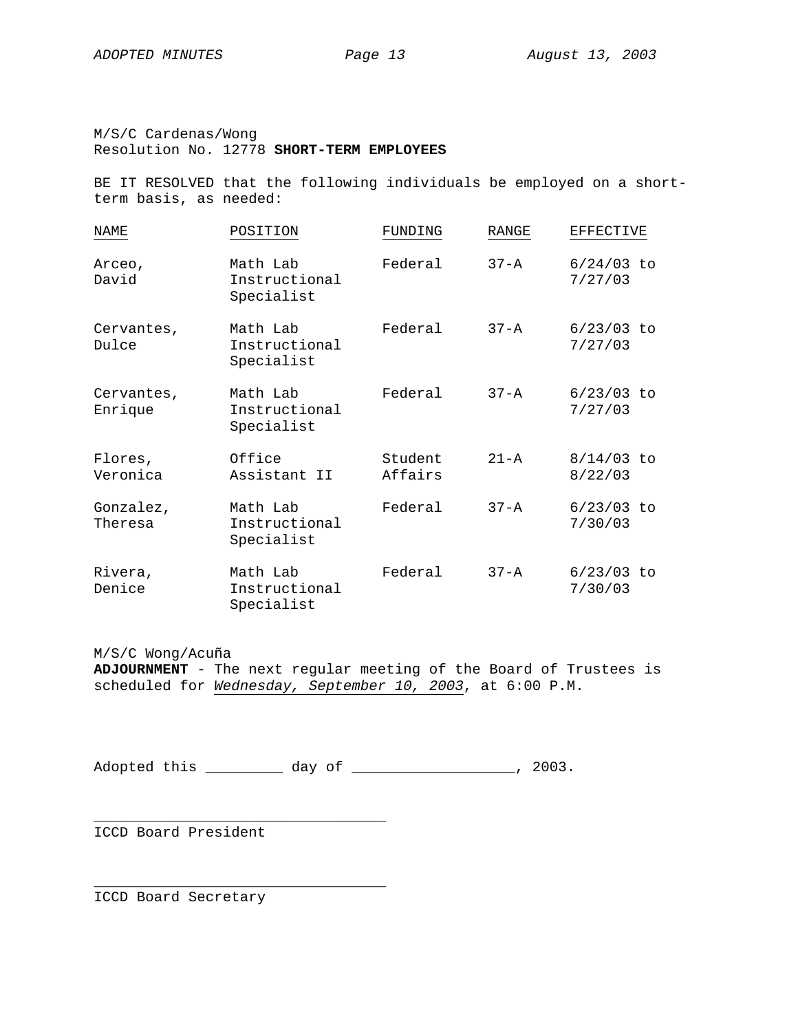M/S/C Cardenas/Wong
Resolution No. 12778 **SHORT-TERM EMPLOYEES**

BE IT RESOLVED that the following individuals be employed on a short-term basis, as needed:

| NAME | POSITION | FUNDING | RANGE | EFFECTIVE |
|---|---|---|---|---|
| Arceo, David | Math Lab Instructional Specialist | Federal | 37-A | 6/24/03 to 7/27/03 |
| Cervantes, Dulce | Math Lab Instructional Specialist | Federal | 37-A | 6/23/03 to 7/27/03 |
| Cervantes, Enrique | Math Lab Instructional Specialist | Federal | 37-A | 6/23/03 to 7/27/03 |
| Flores, Veronica | Office Assistant II | Student Affairs | 21-A | 8/14/03 to 8/22/03 |
| Gonzalez, Theresa | Math Lab Instructional Specialist | Federal | 37-A | 6/23/03 to 7/30/03 |
| Rivera, Denice | Math Lab Instructional Specialist | Federal | 37-A | 6/23/03 to 7/30/03 |

M/S/C Wong/Acuña
**ADJOURNMENT** - The next regular meeting of the Board of Trustees is scheduled for *Wednesday, September 10, 2003*, at 6:00 P.M.

Adopted this _________ day of ___________________, 2003.

___________________________________
ICCD Board President

___________________________________
ICCD Board Secretary